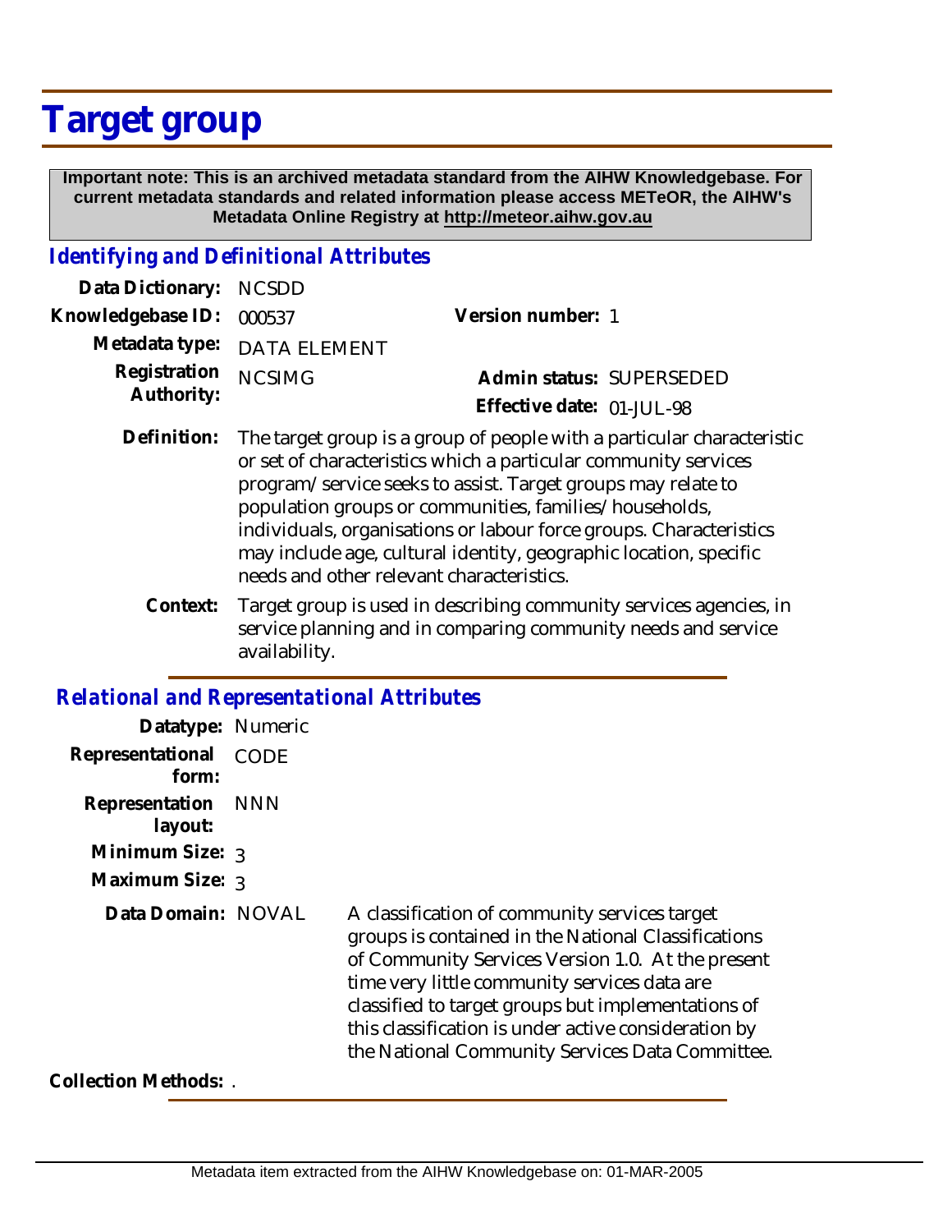# Target group

**Important note: This is an archived metadata standard from the AIHW Knowledgebase. For current metadata standards and related information please access METeOR, the AIHW's Metadata Online Registry at http://meteor.aihw.gov.au**

## *Identifying and Definitional Attributes*

**Data Dictionary:** NCSDD

**Knowledgebase ID:** 000537

**Version number:** 1

**Metadata type:** DATA ELEMENT

**Registration Authority:** NCSIMG

**Admin status:** SUPERSEDED

**Effective date:** 01-JUL-98

**Definition:** The target group is a group of people with a particular characteristic or set of characteristics which a particular community services program/service seeks to assist. Target groups may relate to population groups or communities, families/households, individuals, organisations or labour force groups. Characteristics may include age, cultural identity, geographic location, specific needs and other relevant characteristics.

**Context:** Target group is used in describing community services agencies, in service planning and in comparing community needs and service availability.

## *Relational and Representational Attributes*

**Datatype:** Numeric

**Representational form:** CODE

**Representation layout:** NNN

**Minimum Size:** 3

**Maximum Size:** 3

**Data Domain:** NOVAL

A classification of community services target groups is contained in the National Classifications of Community Services Version 1.0. At the present time very little community services data are classified to target groups but implementations of this classification is under active consideration by the National Community Services Data Committee.

**Collection Methods:** .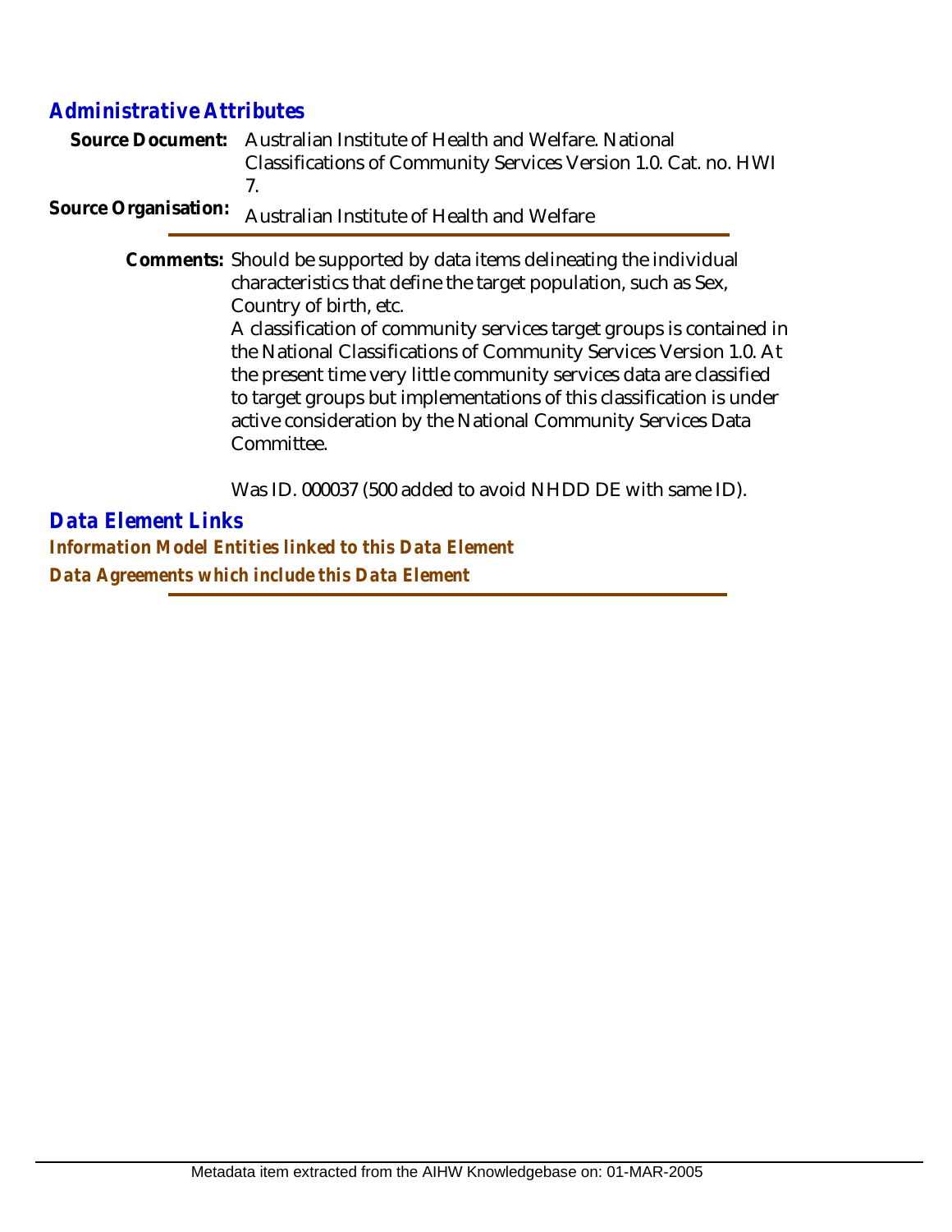## Administrative Attributes

**Source Document:** Australian Institute of Health and Welfare. National Classifications of Community Services Version 1.0. Cat. no. HWI 7.

**Source Organisation:** Australian Institute of Health and Welfare

**Comments:** Should be supported by data items delineating the individual characteristics that define the target population, such as Sex, Country of birth, etc.

A classification of community services target groups is contained in the National Classifications of Community Services Version 1.0. At the present time very little community services data are classified to target groups but implementations of this classification is under active consideration by the National Community Services Data Committee.

Was ID. 000037 (500 added to avoid NHDD DE with same ID).

## Data Element Links

### Information Model Entities linked to this Data Element

### Data Agreements which include this Data Element

Metadata item extracted from the AIHW Knowledgebase on: 01-MAR-2005